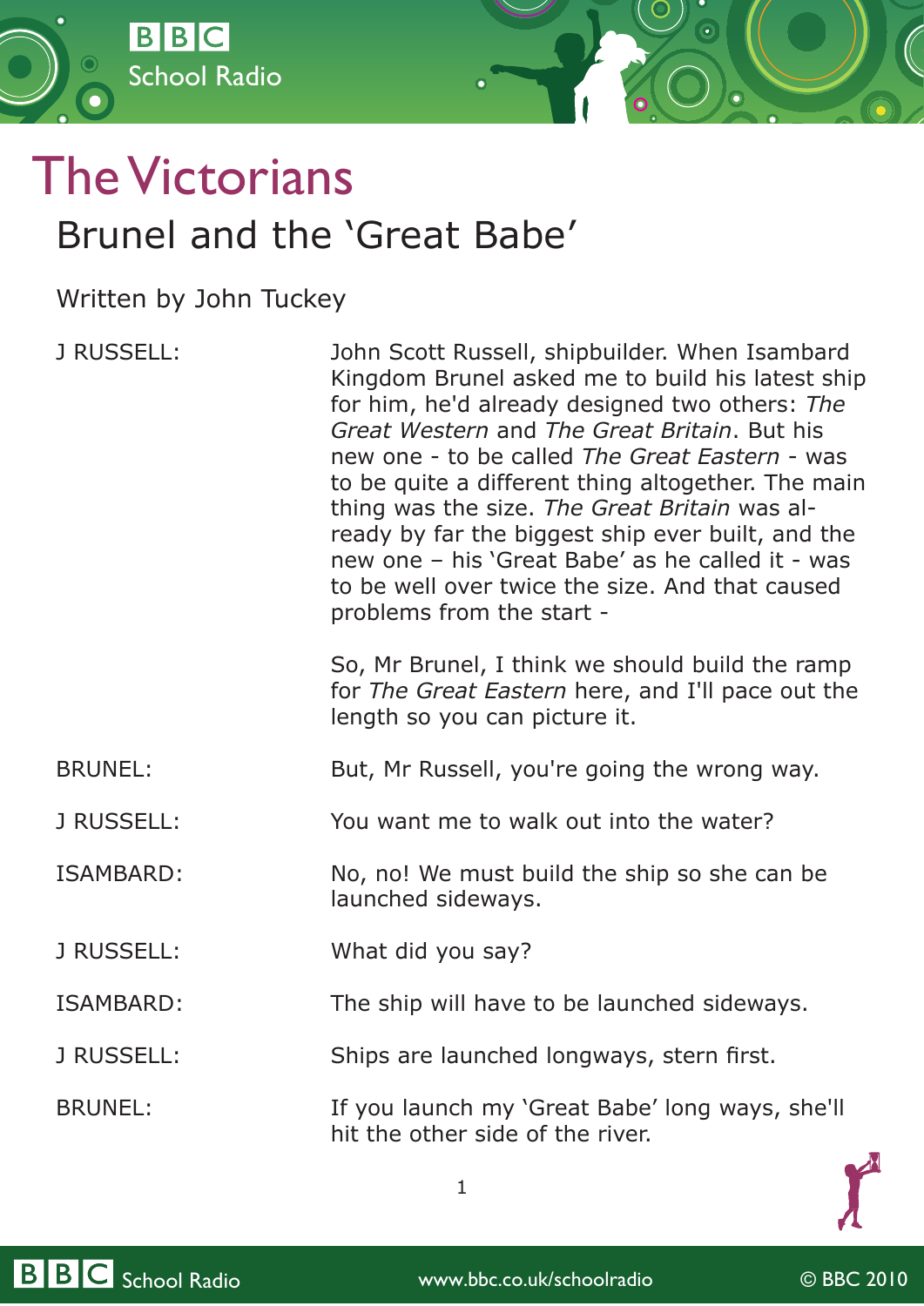# The Victorians

## Brunel and the 'Great Babe'

Written by John Tuckey

J RUSSELL: John Scott Russell, shipbuilder. When Isambard Kingdom Brunel asked me to build his latest ship for him, he'd already designed two others: *The Great Western* and *The Great Britain*. But his new one - to be called *The Great Eastern* - was to be quite a different thing altogether. The main thing was the size. *The Great Britain* was already by far the biggest ship ever built, and the new one – his 'Great Babe' as he called it - was to be well over twice the size. And that caused problems from the start -

So, Mr Brunel, I think we should build the ramp for *The Great Eastern* here, and I'll pace out the length so you can picture it.

BRUNEL: But, Mr Russell, you're going the wrong way.

J RUSSELL: You want me to walk out into the water?

ISAMBARD: No, no! We must build the ship so she can be launched sideways.

J RUSSELL: What did you say?

ISAMBARD: The ship will have to be launched sideways.

J RUSSELL: Ships are launched longways, stern first.

BRUNEL: If you launch my 'Great Babe' long ways, she'll hit the other side of the river.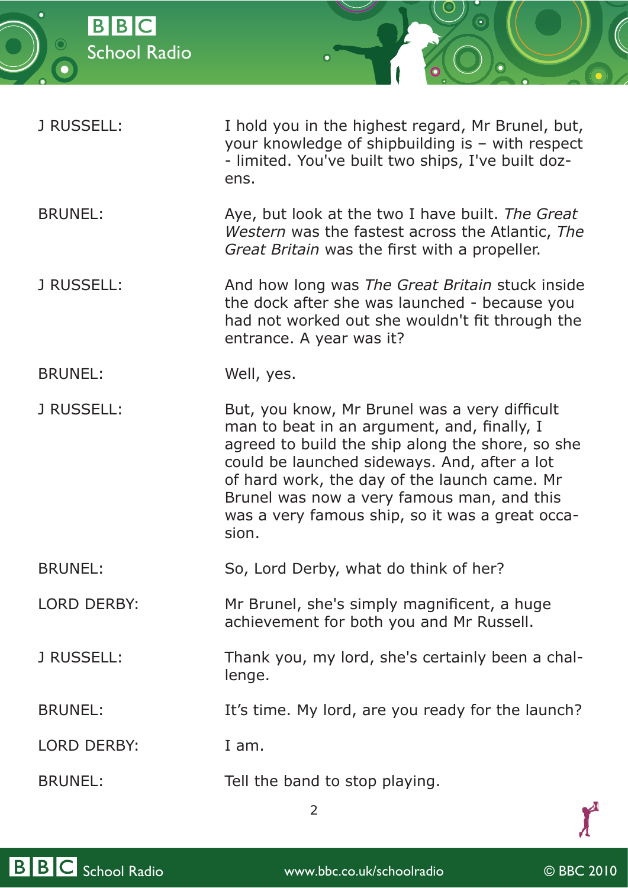J RUSSELL: I hold you in the highest regard, Mr Brunel, but, your knowledge of shipbuilding is – with respect - limited. You've built two ships, I've built dozens.

BRUNEL: Aye, but look at the two I have built. *The Great Western* was the fastest across the Atlantic, *The Great Britain* was the first with a propeller.

J RUSSELL: And how long was *The Great Britain* stuck inside the dock after she was launched - because you had not worked out she wouldn't fit through the entrance. A year was it?

BRUNEL: Well, yes.

J RUSSELL: But, you know, Mr Brunel was a very difficult man to beat in an argument, and, finally, I agreed to build the ship along the shore, so she could be launched sideways. And, after a lot of hard work, the day of the launch came. Mr Brunel was now a very famous man, and this was a very famous ship, so it was a great occasion.

BRUNEL: So, Lord Derby, what do think of her?

LORD DERBY: Mr Brunel, she's simply magnificent, a huge achievement for both you and Mr Russell.

J RUSSELL: Thank you, my lord, she's certainly been a challenge.

BRUNEL: It’s time. My lord, are you ready for the launch?

LORD DERBY: I am.

BRUNEL: Tell the band to stop playing.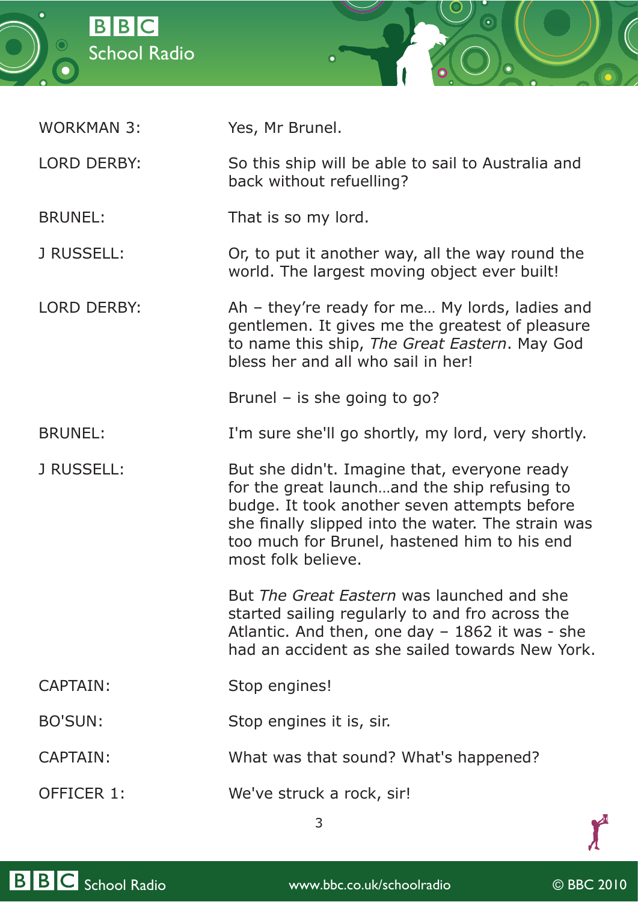WORKMAN 3: Yes, Mr Brunel.

LORD DERBY: So this ship will be able to sail to Australia and back without refuelling?

BRUNEL: That is so my lord.

J RUSSELL: Or, to put it another way, all the way round the world. The largest moving object ever built!

LORD DERBY: Ah – they're ready for me… My lords, ladies and gentlemen. It gives me the greatest of pleasure to name this ship, *The Great Eastern*. May God bless her and all who sail in her!

Brunel – is she going to go?

BRUNEL: I'm sure she'll go shortly, my lord, very shortly.

J RUSSELL: But she didn't. Imagine that, everyone ready for the great launch…and the ship refusing to budge. It took another seven attempts before she finally slipped into the water. The strain was too much for Brunel, hastened him to his end most folk believe.

But *The Great Eastern* was launched and she started sailing regularly to and fro across the Atlantic. And then, one day – 1862 it was - she had an accident as she sailed towards New York.

CAPTAIN: Stop engines!

BO'SUN: Stop engines it is, sir.

CAPTAIN: What was that sound? What's happened?

OFFICER 1: We've struck a rock, sir!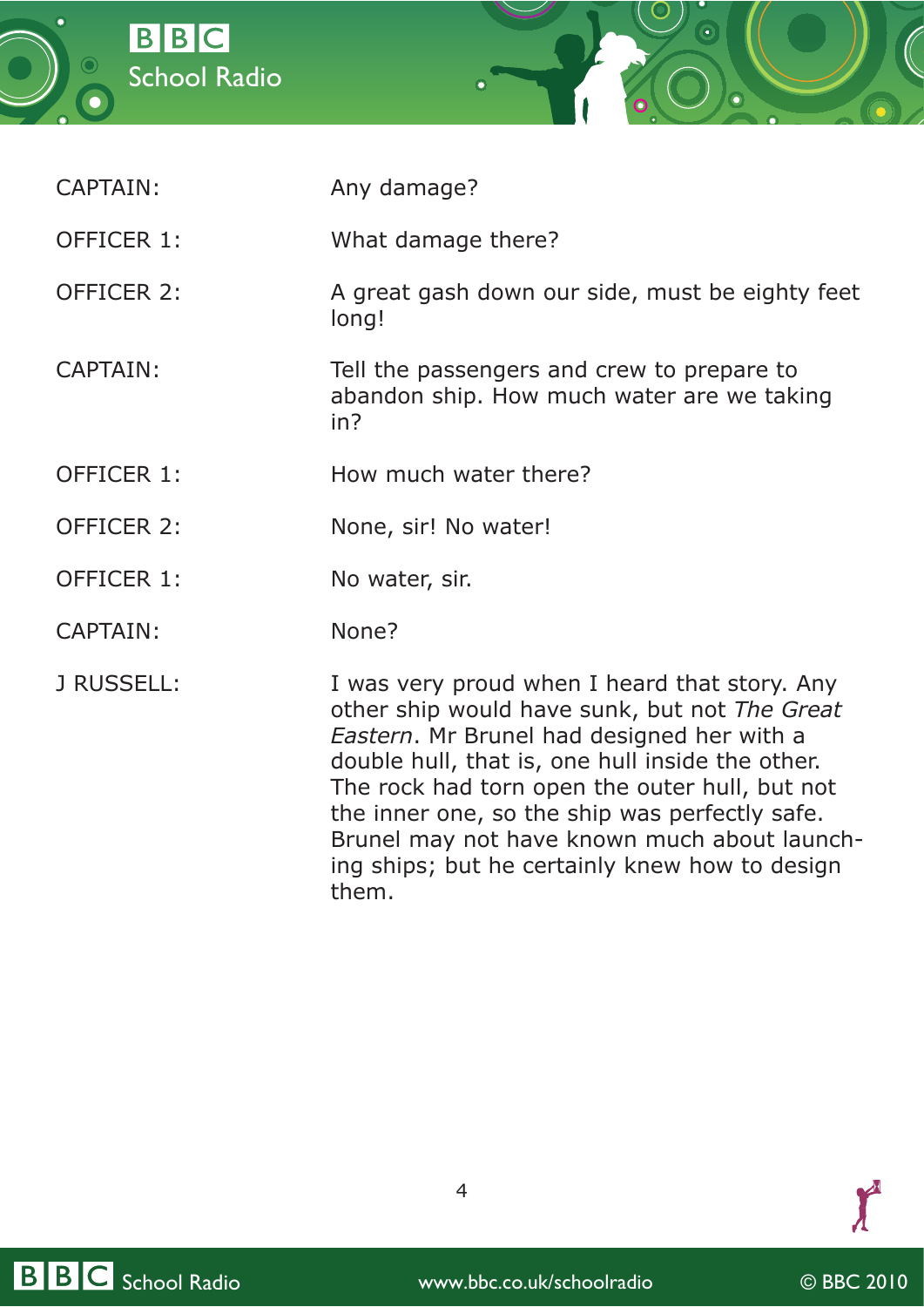CAPTAIN: Any damage?

OFFICER 1: What damage there?

OFFICER 2: A great gash down our side, must be eighty feet long!

CAPTAIN: Tell the passengers and crew to prepare to abandon ship. How much water are we taking in?

OFFICER 1: How much water there?

OFFICER 2: None, sir! No water!

OFFICER 1: No water, sir.

CAPTAIN: None?

J RUSSELL: I was very proud when I heard that story. Any other ship would have sunk, but not *The Great Eastern*. Mr Brunel had designed her with a double hull, that is, one hull inside the other. The rock had torn open the outer hull, but not the inner one, so the ship was perfectly safe. Brunel may not have known much about launching ships; but he certainly knew how to design them.